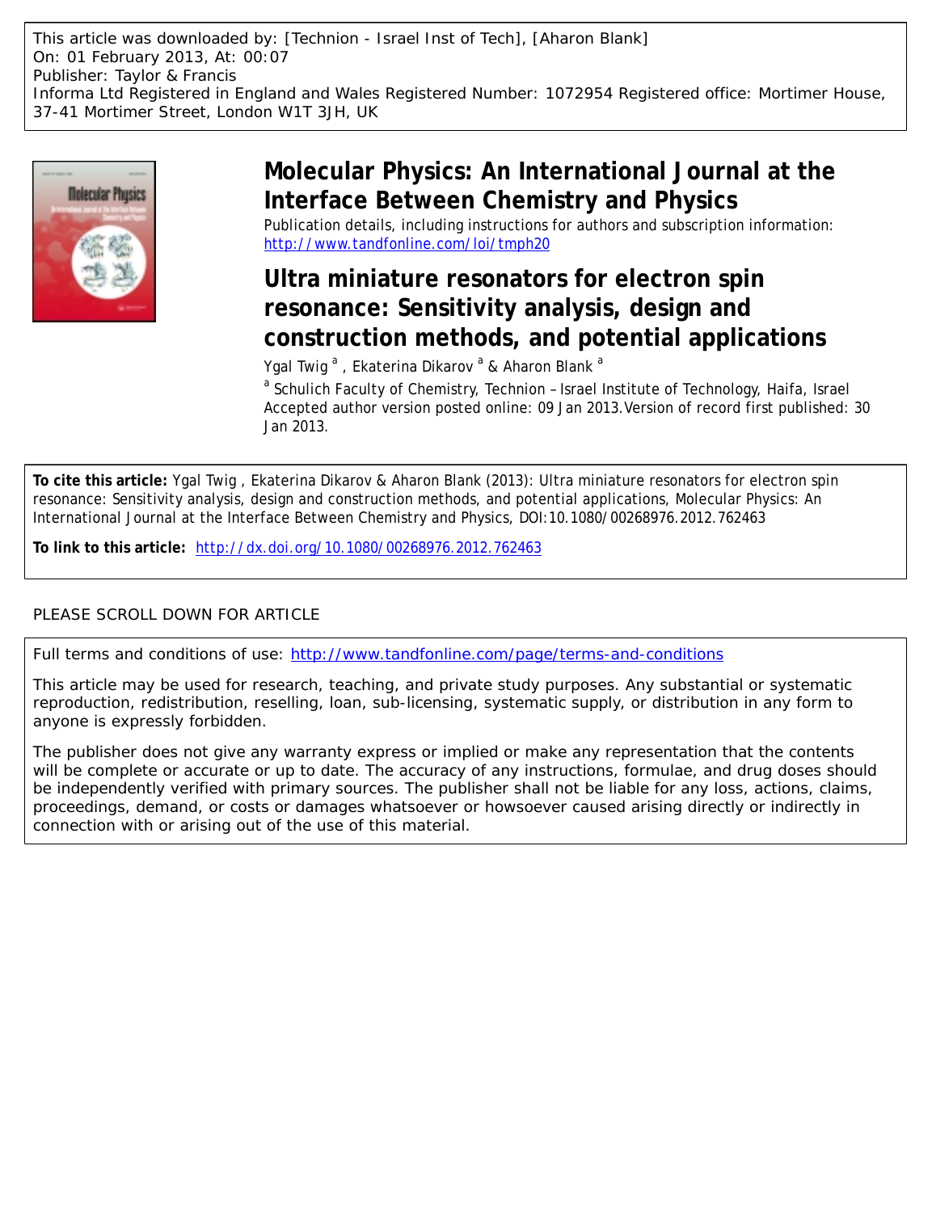This article was downloaded by: [Technion - Israel Inst of Tech], [Aharon Blank]
On: 01 February 2013, At: 00:07
Publisher: Taylor & Francis
Informa Ltd Registered in England and Wales Registered Number: 1072954 Registered office: Mortimer House, 37-41 Mortimer Street, London W1T 3JH, UK

# Molecular Physics: An International Journal at the Interface Between Chemistry and Physics

Publication details, including instructions for authors and subscription information:
http://www.tandfonline.com/loi/tmph20

# Ultra miniature resonators for electron spin resonance: Sensitivity analysis, design and construction methods, and potential applications

Ygal Twig [a], Ekaterina Dikarov [a] & Aharon Blank [a]

[a] Schulich Faculty of Chemistry, Technion – Israel Institute of Technology, Haifa, Israel

Accepted author version posted online: 09 Jan 2013. Version of record first published: 30 Jan 2013.

**To cite this article:** Ygal Twig , Ekaterina Dikarov & Aharon Blank (2013): Ultra miniature resonators for electron spin resonance: Sensitivity analysis, design and construction methods, and potential applications, Molecular Physics: An International Journal at the Interface Between Chemistry and Physics, DOI:10.1080/00268976.2012.762463

**To link to this article:** http://dx.doi.org/10.1080/00268976.2012.762463

PLEASE SCROLL DOWN FOR ARTICLE

Full terms and conditions of use: http://www.tandfonline.com/page/terms-and-conditions

This article may be used for research, teaching, and private study purposes. Any substantial or systematic reproduction, redistribution, reselling, loan, sub-licensing, systematic supply, or distribution in any form to anyone is expressly forbidden.

The publisher does not give any warranty express or implied or make any representation that the contents will be complete or accurate or up to date. The accuracy of any instructions, formulae, and drug doses should be independently verified with primary sources. The publisher shall not be liable for any loss, actions, claims, proceedings, demand, or costs or damages whatsoever or howsoever caused arising directly or indirectly in connection with or arising out of the use of this material.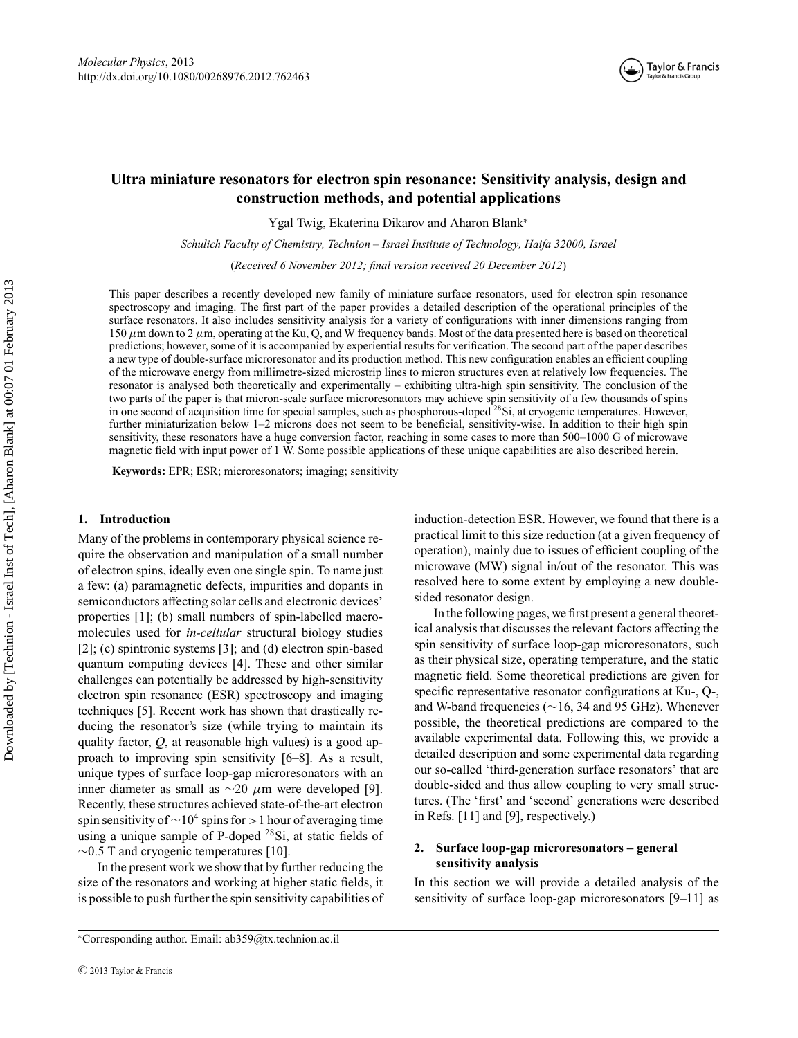# Ultra miniature resonators for electron spin resonance: Sensitivity analysis, design and construction methods, and potential applications

Ygal Twig, Ekaterina Dikarov and Aharon Blank*

*Schulich Faculty of Chemistry, Technion – Israel Institute of Technology, Haifa 32000, Israel*

(*Received 6 November 2012; final version received 20 December 2012*)

This paper describes a recently developed new family of miniature surface resonators, used for electron spin resonance spectroscopy and imaging. The first part of the paper provides a detailed description of the operational principles of the surface resonators. It also includes sensitivity analysis for a variety of configurations with inner dimensions ranging from 150 $\mu$m down to 2 $\mu$m, operating at the Ku, Q, and W frequency bands. Most of the data presented here is based on theoretical predictions; however, some of it is accompanied by experiential results for verification. The second part of the paper describes a new type of double-surface microresonator and its production method. This new configuration enables an efficient coupling of the microwave energy from millimetre-sized microstrip lines to micron structures even at relatively low frequencies. The resonator is analysed both theoretically and experimentally – exhibiting ultra-high spin sensitivity. The conclusion of the two parts of the paper is that micron-scale surface microresonators may achieve spin sensitivity of a few thousands of spins in one second of acquisition time for special samples, such as phosphorous-doped $^{28}$Si, at cryogenic temperatures. However, further miniaturization below 1–2 microns does not seem to be beneficial, sensitivity-wise. In addition to their high spin sensitivity, these resonators have a huge conversion factor, reaching in some cases to more than 500–1000 G of microwave magnetic field with input power of 1 W. Some possible applications of these unique capabilities are also described herein.

**Keywords:** EPR; ESR; microresonators; imaging; sensitivity

## 1. Introduction

Many of the problems in contemporary physical science require the observation and manipulation of a small number of electron spins, ideally even one single spin. To name just a few: (a) paramagnetic defects, impurities and dopants in semiconductors affecting solar cells and electronic devices' properties [1]; (b) small numbers of spin-labelled macromolecules used for *in-cellular* structural biology studies [2]; (c) spintronic systems [3]; and (d) electron spin-based quantum computing devices [4]. These and other similar challenges can potentially be addressed by high-sensitivity electron spin resonance (ESR) spectroscopy and imaging techniques [5]. Recent work has shown that drastically reducing the resonator's size (while trying to maintain its quality factor, $Q$, at reasonable high values) is a good approach to improving spin sensitivity [6–8]. As a result, unique types of surface loop-gap microresonators with an inner diameter as small as $\sim$20 $\mu$m were developed [9]. Recently, these structures achieved state-of-the-art electron spin sensitivity of $\sim 10^4$ spins for $>$1 hour of averaging time using a unique sample of P-doped $^{28}$Si, at static fields of $\sim$0.5 T and cryogenic temperatures [10].

In the present work we show that by further reducing the size of the resonators and working at higher static fields, it is possible to push further the spin sensitivity capabilities of induction-detection ESR. However, we found that there is a practical limit to this size reduction (at a given frequency of operation), mainly due to issues of efficient coupling of the microwave (MW) signal in/out of the resonator. This was resolved here to some extent by employing a new double-sided resonator design.

In the following pages, we first present a general theoretical analysis that discusses the relevant factors affecting the spin sensitivity of surface loop-gap microresonators, such as their physical size, operating temperature, and the static magnetic field. Some theoretical predictions are given for specific representative resonator configurations at Ku-, Q-, and W-band frequencies ($\sim$16, 34 and 95 GHz). Whenever possible, the theoretical predictions are compared to the available experimental data. Following this, we provide a detailed description and some experimental data regarding our so-called 'third-generation surface resonators' that are double-sided and thus allow coupling to very small structures. (The 'first' and 'second' generations were described in Refs. [11] and [9], respectively.)

## 2. Surface loop-gap microresonators – general sensitivity analysis

In this section we will provide a detailed analysis of the sensitivity of surface loop-gap microresonators [9–11] as

*Corresponding author. Email: ab359@tx.technion.ac.il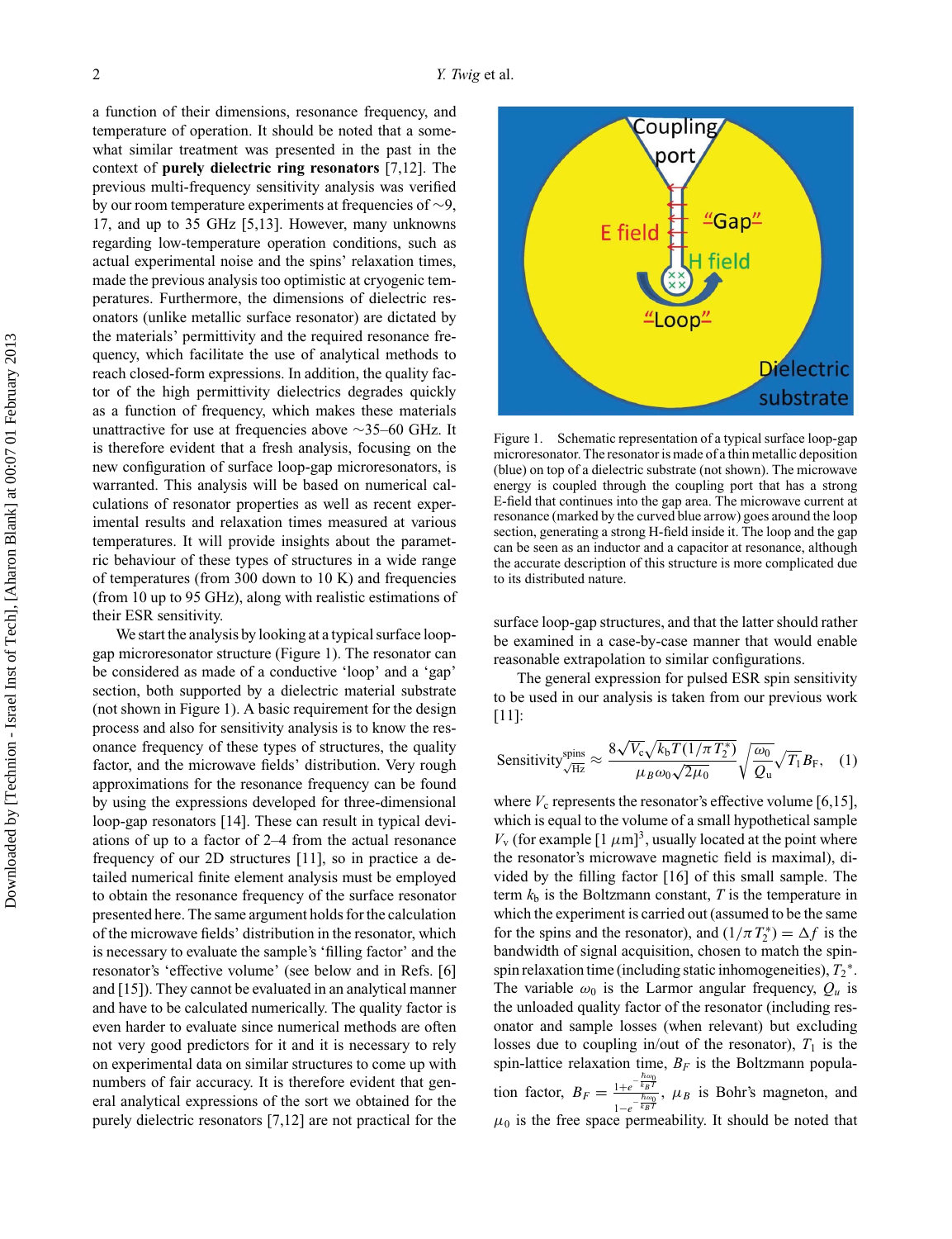a function of their dimensions, resonance frequency, and temperature of operation. It should be noted that a somewhat similar treatment was presented in the past in the context of **purely dielectric ring resonators** [7,12]. The previous multi-frequency sensitivity analysis was verified by our room temperature experiments at frequencies of ∼9, 17, and up to 35 GHz [5,13]. However, many unknowns regarding low-temperature operation conditions, such as actual experimental noise and the spins' relaxation times, made the previous analysis too optimistic at cryogenic temperatures. Furthermore, the dimensions of dielectric resonators (unlike metallic surface resonator) are dictated by the materials' permittivity and the required resonance frequency, which facilitate the use of analytical methods to reach closed-form expressions. In addition, the quality factor of the high permittivity dielectrics degrades quickly as a function of frequency, which makes these materials unattractive for use at frequencies above ∼35–60 GHz. It is therefore evident that a fresh analysis, focusing on the new configuration of surface loop-gap microresonators, is warranted. This analysis will be based on numerical calculations of resonator properties as well as recent experimental results and relaxation times measured at various temperatures. It will provide insights about the parametric behaviour of these types of structures in a wide range of temperatures (from 300 down to 10 K) and frequencies (from 10 up to 95 GHz), along with realistic estimations of their ESR sensitivity.

We start the analysis by looking at a typical surface loop-gap microresonator structure (Figure 1). The resonator can be considered as made of a conductive 'loop' and a 'gap' section, both supported by a dielectric material substrate (not shown in Figure 1). A basic requirement for the design process and also for sensitivity analysis is to know the resonance frequency of these types of structures, the quality factor, and the microwave fields' distribution. Very rough approximations for the resonance frequency can be found by using the expressions developed for three-dimensional loop-gap resonators [14]. These can result in typical deviations of up to a factor of 2–4 from the actual resonance frequency of our 2D structures [11], so in practice a detailed numerical finite element analysis must be employed to obtain the resonance frequency of the surface resonator presented here. The same argument holds for the calculation of the microwave fields' distribution in the resonator, which is necessary to evaluate the sample's 'filling factor' and the resonator's 'effective volume' (see below and in Refs. [6] and [15]). They cannot be evaluated in an analytical manner and have to be calculated numerically. The quality factor is even harder to evaluate since numerical methods are often not very good predictors for it and it is necessary to rely on experimental data on similar structures to come up with numbers of fair accuracy. It is therefore evident that general analytical expressions of the sort we obtained for the purely dielectric resonators [7,12] are not practical for the surface loop-gap structures, and that the latter should rather be examined in a case-by-case manner that would enable reasonable extrapolation to similar configurations.

Figure 1. Schematic representation of a typical surface loop-gap microresonator. The resonator is made of a thin metallic deposition (blue) on top of a dielectric substrate (not shown). The microwave energy is coupled through the coupling port that has a strong E-field that continues into the gap area. The microwave current at resonance (marked by the curved blue arrow) goes around the loop section, generating a strong H-field inside it. The loop and the gap can be seen as an inductor and a capacitor at resonance, although the accurate description of this structure is more complicated due to its distributed nature.

The general expression for pulsed ESR spin sensitivity to be used in our analysis is taken from our previous work [11]:

$$\mathrm{Sensitivity}^{\mathrm{spins}}_{\sqrt{\mathrm{Hz}}} \approx \frac{8\sqrt{V_c}\sqrt{k_b T (1/\pi T_2^*)}}{\mu_B \omega_0 \sqrt{2\mu_0}} \sqrt{\frac{\omega_0}{Q_u}} \sqrt{T_1} B_F, \quad (1)$$

where $V_c$ represents the resonator's effective volume [6,15], which is equal to the volume of a small hypothetical sample $V_v$ (for example $[1\ \mu\mathrm{m}]^3$, usually located at the point where the resonator's microwave magnetic field is maximal), divided by the filling factor [16] of this small sample. The term $k_b$ is the Boltzmann constant, $T$ is the temperature in which the experiment is carried out (assumed to be the same for the spins and the resonator), and $(1/\pi T_2^*) = \Delta f$ is the bandwidth of signal acquisition, chosen to match the spin-spin relaxation time (including static inhomogeneities), $T_2{}^*$. The variable $\omega_0$ is the Larmor angular frequency, $Q_u$ is the unloaded quality factor of the resonator (including resonator and sample losses (when relevant) but excluding losses due to coupling in/out of the resonator), $T_1$ is the spin-lattice relaxation time, $B_F$ is the Boltzmann population factor, $B_F = \frac{1+e^{-\frac{\hbar\omega_0}{k_B T}}}{1-e^{-\frac{\hbar\omega_0}{k_B T}}}$, $\mu_B$ is Bohr's magneton, and $\mu_0$ is the free space permeability. It should be noted that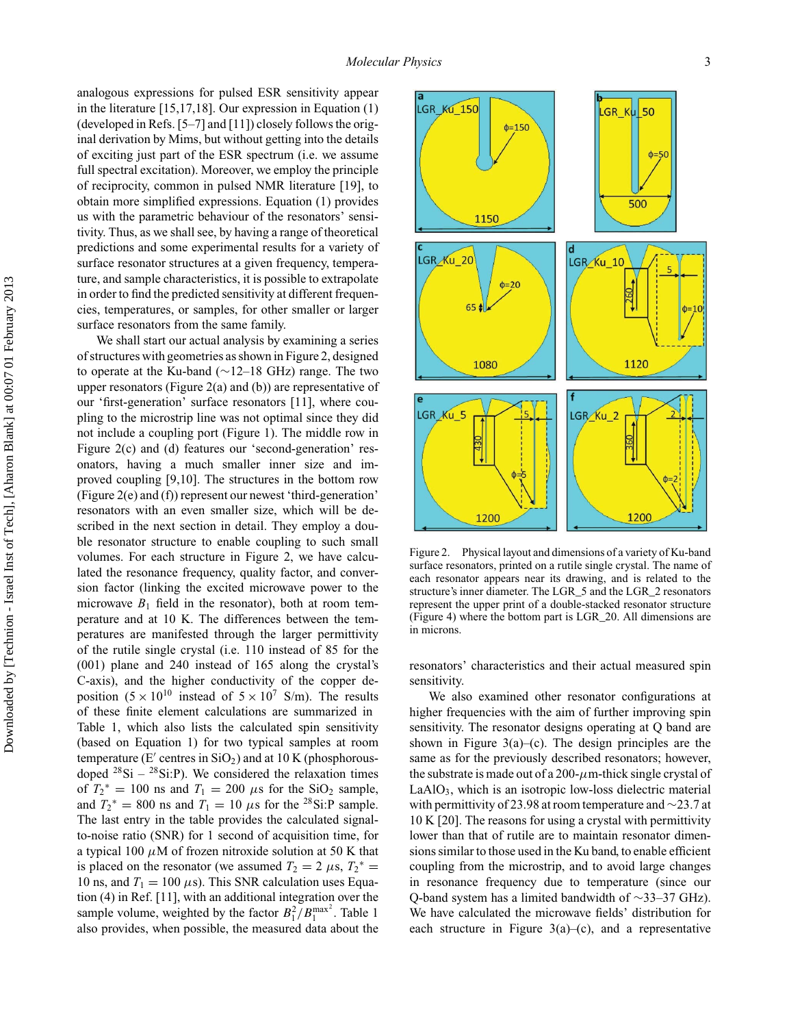analogous expressions for pulsed ESR sensitivity appear in the literature [15,17,18]. Our expression in Equation (1) (developed in Refs. [5–7] and [11]) closely follows the original derivation by Mims, but without getting into the details of exciting just part of the ESR spectrum (i.e. we assume full spectral excitation). Moreover, we employ the principle of reciprocity, common in pulsed NMR literature [19], to obtain more simplified expressions. Equation (1) provides us with the parametric behaviour of the resonators' sensitivity. Thus, as we shall see, by having a range of theoretical predictions and some experimental results for a variety of surface resonator structures at a given frequency, temperature, and sample characteristics, it is possible to extrapolate in order to find the predicted sensitivity at different frequencies, temperatures, or samples, for other smaller or larger surface resonators from the same family.

We shall start our actual analysis by examining a series of structures with geometries as shown in Figure 2, designed to operate at the Ku-band (~12–18 GHz) range. The two upper resonators (Figure 2(a) and (b)) are representative of our 'first-generation' surface resonators [11], where coupling to the microstrip line was not optimal since they did not include a coupling port (Figure 1). The middle row in Figure 2(c) and (d) features our 'second-generation' resonators, having a much smaller inner size and improved coupling [9,10]. The structures in the bottom row (Figure 2(e) and (f)) represent our newest 'third-generation' resonators with an even smaller size, which will be described in the next section in detail. They employ a double resonator structure to enable coupling to such small volumes. For each structure in Figure 2, we have calculated the resonance frequency, quality factor, and conversion factor (linking the excited microwave power to the microwave $B_1$ field in the resonator), both at room temperature and at 10 K. The differences between the temperatures are manifested through the larger permittivity of the rutile single crystal (i.e. 110 instead of 85 for the (001) plane and 240 instead of 165 along the crystal's C-axis), and the higher conductivity of the copper deposition ($5 \times 10^{10}$ instead of $5 \times 10^{7}$ S/m). The results of these finite element calculations are summarized in Table 1, which also lists the calculated spin sensitivity (based on Equation 1) for two typical samples at room temperature (E′ centres in $SiO_2$) and at 10 K (phosphorous-doped $^{28}Si$ – $^{28}Si{:}P$). We considered the relaxation times of $T_2{}^* = 100$ ns and $T_1 = 200$ $\mu$s for the $SiO_2$ sample, and $T_2{}^* = 800$ ns and $T_1 = 10$ $\mu$s for the $^{28}Si{:}P$ sample. The last entry in the table provides the calculated signal-to-noise ratio (SNR) for 1 second of acquisition time, for a typical 100 $\mu$M of frozen nitroxide solution at 50 K that is placed on the resonator (we assumed $T_2 = 2$ $\mu$s, $T_2{}^* = 10$ ns, and $T_1 = 100$ $\mu$s). This SNR calculation uses Equation (4) in Ref. [11], with an additional integration over the sample volume, weighted by the factor $B_1^2/B_1^{\max^2}$. Table 1 also provides, when possible, the measured data about the

Figure 2. Physical layout and dimensions of a variety of Ku-band surface resonators, printed on a rutile single crystal. The name of each resonator appears near its drawing, and is related to the structure's inner diameter. The LGR_5 and the LGR_2 resonators represent the upper print of a double-stacked resonator structure (Figure 4) where the bottom part is LGR_20. All dimensions are in microns.

resonators' characteristics and their actual measured spin sensitivity.

We also examined other resonator configurations at higher frequencies with the aim of further improving spin sensitivity. The resonator designs operating at Q band are shown in Figure 3(a)–(c). The design principles are the same as for the previously described resonators; however, the substrate is made out of a 200-$\mu$m-thick single crystal of $LaAlO_3$, which is an isotropic low-loss dielectric material with permittivity of 23.98 at room temperature and ~23.7 at 10 K [20]. The reasons for using a crystal with permittivity lower than that of rutile are to maintain resonator dimensions similar to those used in the Ku band, to enable efficient coupling from the microstrip, and to avoid large changes in resonance frequency due to temperature (since our Q-band system has a limited bandwidth of ~33–37 GHz). We have calculated the microwave fields' distribution for each structure in Figure 3(a)–(c), and a representative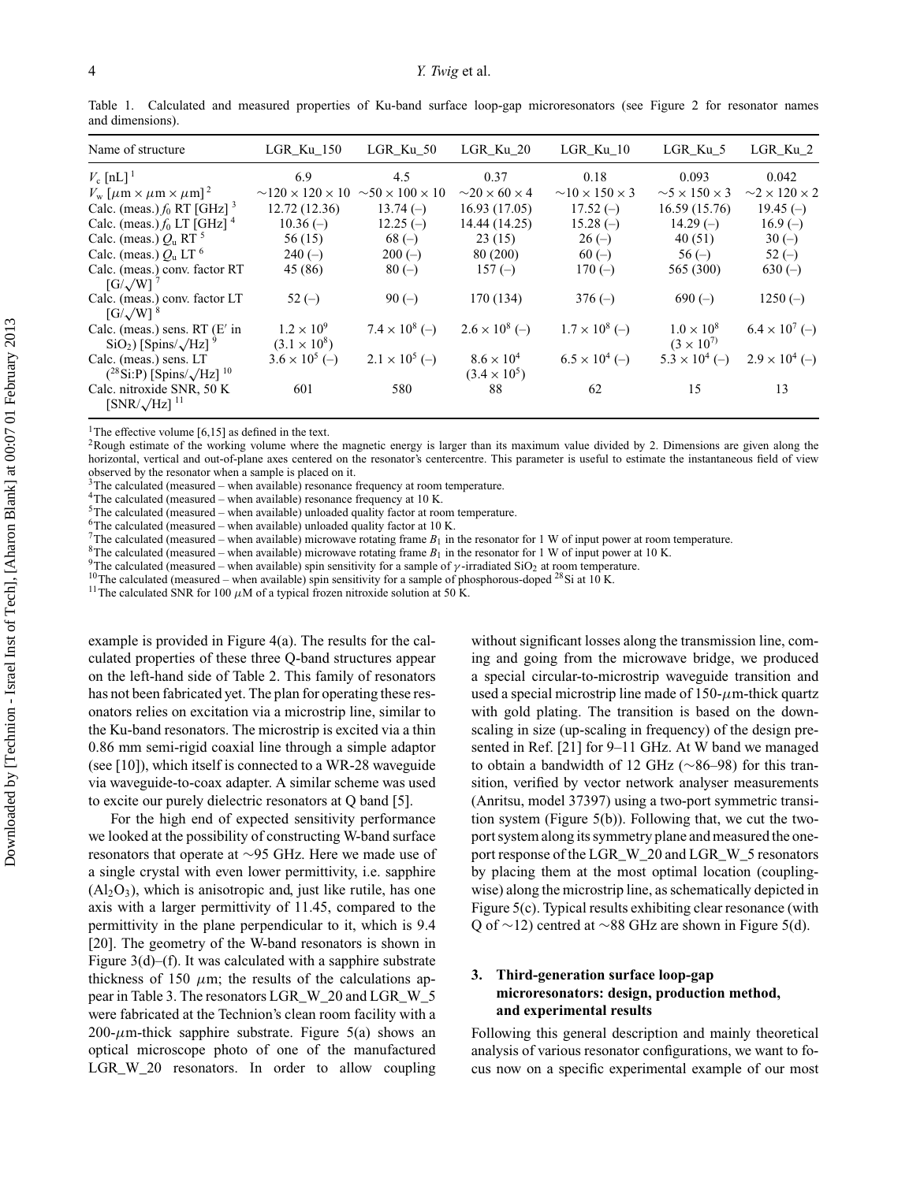Table 1. Calculated and measured properties of Ku-band surface loop-gap microresonators (see Figure 2 for resonator names and dimensions).

| Name of structure | LGR_Ku_150 | LGR_Ku_50 | LGR_Ku_20 | LGR_Ku_10 | LGR_Ku_5 | LGR_Ku_2 |
|---|---|---|---|---|---|---|
| $V_c$ [nL] [1] | 6.9 | 4.5 | 0.37 | 0.18 | 0.093 | 0.042 |
| $V_w$ [$\mu$m × $\mu$m × $\mu$m] [2] | ~120 × 120 × 10 | ~50 × 100 × 10 | ~20 × 60 × 4 | ~10 × 150 × 3 | ~5 × 150 × 3 | ~2 × 120 × 2 |
| Calc. (meas.) $f_0$ RT [GHz] [3] | 12.72 (12.36) | 13.74 (–) | 16.93 (17.05) | 17.52 (–) | 16.59 (15.76) | 19.45 (–) |
| Calc. (meas.) $f_0$ LT [GHz] [4] | 10.36 (–) | 12.25 (–) | 14.44 (14.25) | 15.28 (–) | 14.29 (–) | 16.9 (–) |
| Calc. (meas.) $Q_u$ RT [5] | 56 (15) | 68 (–) | 23 (15) | 26 (–) | 40 (51) | 30 (–) |
| Calc. (meas.) $Q_u$ LT [6] | 240 (–) | 200 (–) | 80 (200) | 60 (–) | 56 (–) | 52 (–) |
| Calc. (meas.) conv. factor RT [G/$\sqrt{\text{W}}$] [7] | 45 (86) | 80 (–) | 157 (–) | 170 (–) | 565 (300) | 630 (–) |
| Calc. (meas.) conv. factor LT [G/$\sqrt{\text{W}}$] [8] | 52 (–) | 90 (–) | 170 (134) | 376 (–) | 690 (–) | 1250 (–) |
| Calc. (meas.) sens. RT (E′ in $SiO_2$) [Spins/$\sqrt{\text{Hz}}$] [9] | $1.2 \times 10^9$ ($3.1 \times 10^8$) | $7.4 \times 10^8$ (–) | $2.6 \times 10^8$ (–) | $1.7 \times 10^8$ (–) | $1.0 \times 10^8$ ($3 \times 10^7$) | $6.4 \times 10^7$ (–) |
| Calc. (meas.) sens. LT ($^{28}$Si:P) [Spins/$\sqrt{\text{Hz}}$] [10] | $3.6 \times 10^5$ (–) | $2.1 \times 10^5$ (–) | $8.6 \times 10^4$ ($3.4 \times 10^5$) | $6.5 \times 10^4$ (–) | $5.3 \times 10^4$ (–) | $2.9 \times 10^4$ (–) |
| Calc. nitroxide SNR, 50 K [SNR/$\sqrt{\text{Hz}}$] [11] | 601 | 580 | 88 | 62 | 15 | 13 |

[1] The effective volume [6,15] as defined in the text.
[2] Rough estimate of the working volume where the magnetic energy is larger than its maximum value divided by 2. Dimensions are given along the horizontal, vertical and out-of-plane axes centered on the resonator's centercentre. This parameter is useful to estimate the instantaneous field of view observed by the resonator when a sample is placed on it.
[3] The calculated (measured – when available) resonance frequency at room temperature.
[4] The calculated (measured – when available) resonance frequency at 10 K.
[5] The calculated (measured – when available) unloaded quality factor at room temperature.
[6] The calculated (measured – when available) unloaded quality factor at 10 K.
[7] The calculated (measured – when available) microwave rotating frame $B_1$ in the resonator for 1 W of input power at room temperature.
[8] The calculated (measured – when available) microwave rotating frame $B_1$ in the resonator for 1 W of input power at 10 K.
[9] The calculated (measured – when available) spin sensitivity for a sample of $\gamma$-irradiated $SiO_2$ at room temperature.
[10] The calculated (measured – when available) spin sensitivity for a sample of phosphorous-doped $^{28}$Si at 10 K.
[11] The calculated SNR for 100 $\mu$M of a typical frozen nitroxide solution at 50 K.

example is provided in Figure 4(a). The results for the calculated properties of these three Q-band structures appear on the left-hand side of Table 2. This family of resonators has not been fabricated yet. The plan for operating these resonators relies on excitation via a microstrip line, similar to the Ku-band resonators. The microstrip is excited via a thin 0.86 mm semi-rigid coaxial line through a simple adaptor (see [10]), which itself is connected to a WR-28 waveguide via waveguide-to-coax adapter. A similar scheme was used to excite our purely dielectric resonators at Q band [5].

For the high end of expected sensitivity performance we looked at the possibility of constructing W-band surface resonators that operate at ~95 GHz. Here we made use of a single crystal with even lower permittivity, i.e. sapphire ($Al_2O_3$), which is anisotropic and, just like rutile, has one axis with a larger permittivity of 11.45, compared to the permittivity in the plane perpendicular to it, which is 9.4 [20]. The geometry of the W-band resonators is shown in Figure 3(d)–(f). It was calculated with a sapphire substrate thickness of 150 $\mu$m; the results of the calculations appear in Table 3. The resonators LGR_W_20 and LGR_W_5 were fabricated at the Technion's clean room facility with a 200-$\mu$m-thick sapphire substrate. Figure 5(a) shows an optical microscope photo of one of the manufactured LGR_W_20 resonators. In order to allow coupling without significant losses along the transmission line, coming and going from the microwave bridge, we produced a special circular-to-microstrip waveguide transition and used a special microstrip line made of 150-$\mu$m-thick quartz with gold plating. The transition is based on the downscaling in size (up-scaling in frequency) of the design presented in Ref. [21] for 9–11 GHz. At W band we managed to obtain a bandwidth of 12 GHz (~86–98) for this transition, verified by vector network analyser measurements (Anritsu, model 37397) using a two-port symmetric transition system (Figure 5(b)). Following that, we cut the two-port system along its symmetry plane and measured the one-port response of the LGR_W_20 and LGR_W_5 resonators by placing them at the most optimal location (coupling-wise) along the microstrip line, as schematically depicted in Figure 5(c). Typical results exhibiting clear resonance (with Q of ~12) centred at ~88 GHz are shown in Figure 5(d).

## 3. Third-generation surface loop-gap microresonators: design, production method, and experimental results

Following this general description and mainly theoretical analysis of various resonator configurations, we want to focus now on a specific experimental example of our most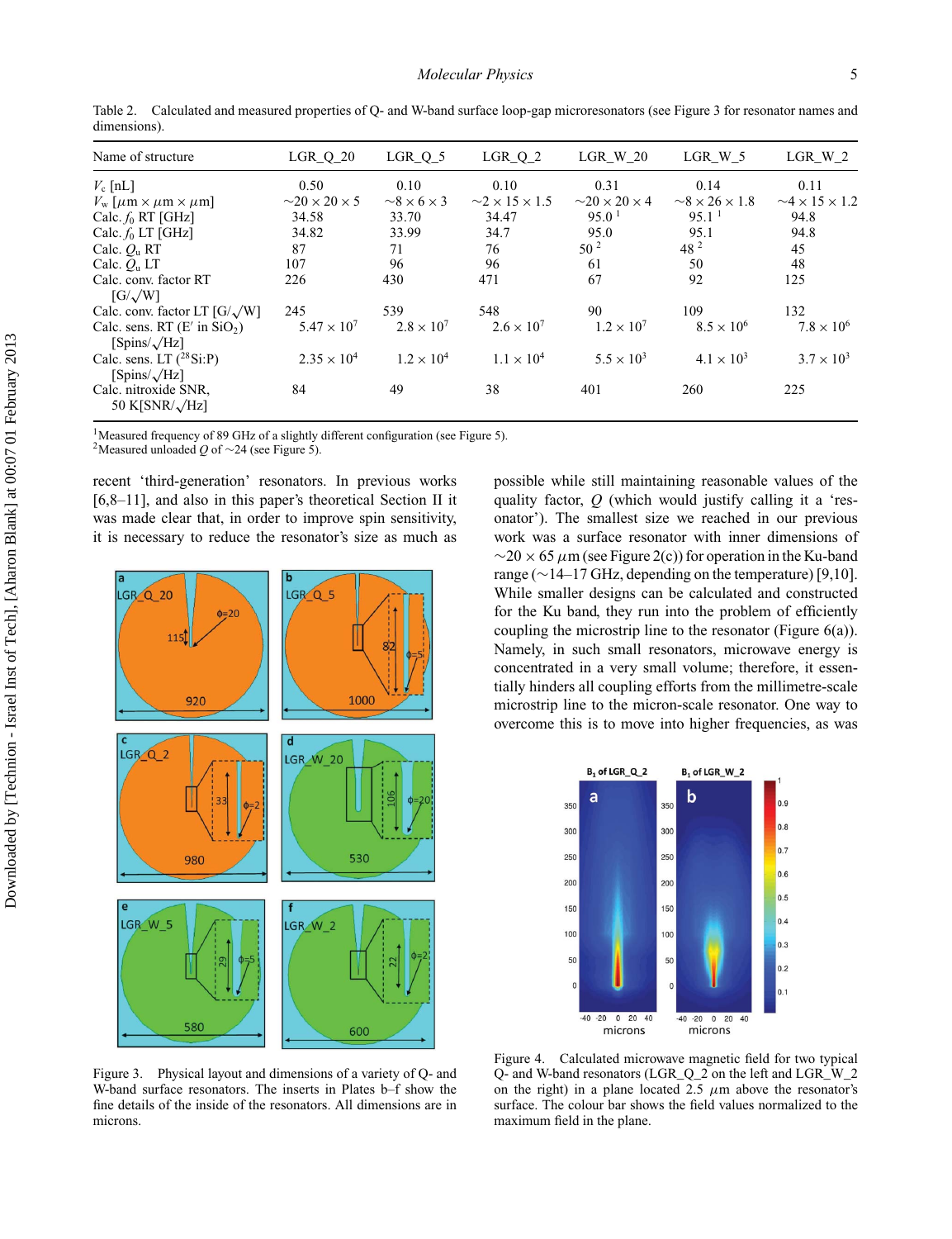Table 2. Calculated and measured properties of Q- and W-band surface loop-gap microresonators (see Figure 3 for resonator names and dimensions).

| Name of structure | LGR_Q_20 | LGR_Q_5 | LGR_Q_2 | LGR_W_20 | LGR_W_5 | LGR_W_2 |
|---|---|---|---|---|---|---|
| $V_c$ [nL] | 0.50 | 0.10 | 0.10 | 0.31 | 0.14 | 0.11 |
| $V_w$ [$\mu$m × $\mu$m × $\mu$m] | ~20 × 20 × 5 | ~8 × 6 × 3 | ~2 × 15 × 1.5 | ~20 × 20 × 4 | ~8 × 26 × 1.8 | ~4 × 15 × 1.2 |
| Calc. $f_0$ RT [GHz] | 34.58 | 33.70 | 34.47 | 95.0 [1] | 95.1 [1] | 94.8 |
| Calc. $f_0$ LT [GHz] | 34.82 | 33.99 | 34.7 | 95.0 | 95.1 | 94.8 |
| Calc. $Q_u$ RT | 87 | 71 | 76 | 50 [2] | 48 [2] | 45 |
| Calc. $Q_u$ LT | 107 | 96 | 96 | 61 | 50 | 48 |
| Calc. conv. factor RT [G/$\sqrt{\text{W}}$] | 226 | 430 | 471 | 67 | 92 | 125 |
| Calc. conv. factor LT [G/$\sqrt{\text{W}}$] | 245 | 539 | 548 | 90 | 109 | 132 |
| Calc. sens. RT (E′ in $SiO_2$) [Spins/$\sqrt{\text{Hz}}$] | $5.47 \times 10^7$ | $2.8 \times 10^7$ | $2.6 \times 10^7$ | $1.2 \times 10^7$ | $8.5 \times 10^6$ | $7.8 \times 10^6$ |
| Calc. sens. LT ($^{28}$Si:P) [Spins/$\sqrt{\text{Hz}}$] | $2.35 \times 10^4$ | $1.2 \times 10^4$ | $1.1 \times 10^4$ | $5.5 \times 10^3$ | $4.1 \times 10^3$ | $3.7 \times 10^3$ |
| Calc. nitroxide SNR, 50 K[SNR/$\sqrt{\text{Hz}}$] | 84 | 49 | 38 | 401 | 260 | 225 |

[1] Measured frequency of 89 GHz of a slightly different configuration (see Figure 5).
[2] Measured unloaded $Q$ of ~24 (see Figure 5).

recent 'third-generation' resonators. In previous works [6,8–11], and also in this paper's theoretical Section II it was made clear that, in order to improve spin sensitivity, it is necessary to reduce the resonator's size as much as possible while still maintaining reasonable values of the quality factor, $Q$ (which would justify calling it a 'resonator'). The smallest size we reached in our previous work was a surface resonator with inner dimensions of ~20 × 65 $\mu$m (see Figure 2(c)) for operation in the Ku-band range (~14–17 GHz, depending on the temperature) [9,10]. While smaller designs can be calculated and constructed for the Ku band, they run into the problem of efficiently coupling the microstrip line to the resonator (Figure 6(a)). Namely, in such small resonators, microwave energy is concentrated in a very small volume; therefore, it essentially hinders all coupling efforts from the millimetre-scale microstrip line to the micron-scale resonator. One way to overcome this is to move into higher frequencies, as was

Figure 3. Physical layout and dimensions of a variety of Q- and W-band surface resonators. The inserts in Plates b–f show the fine details of the inside of the resonators. All dimensions are in microns.

Figure 4. Calculated microwave magnetic field for two typical Q- and W-band resonators (LGR_Q_2 on the left and LGR_W_2 on the right) in a plane located 2.5 $\mu$m above the resonator's surface. The colour bar shows the field values normalized to the maximum field in the plane.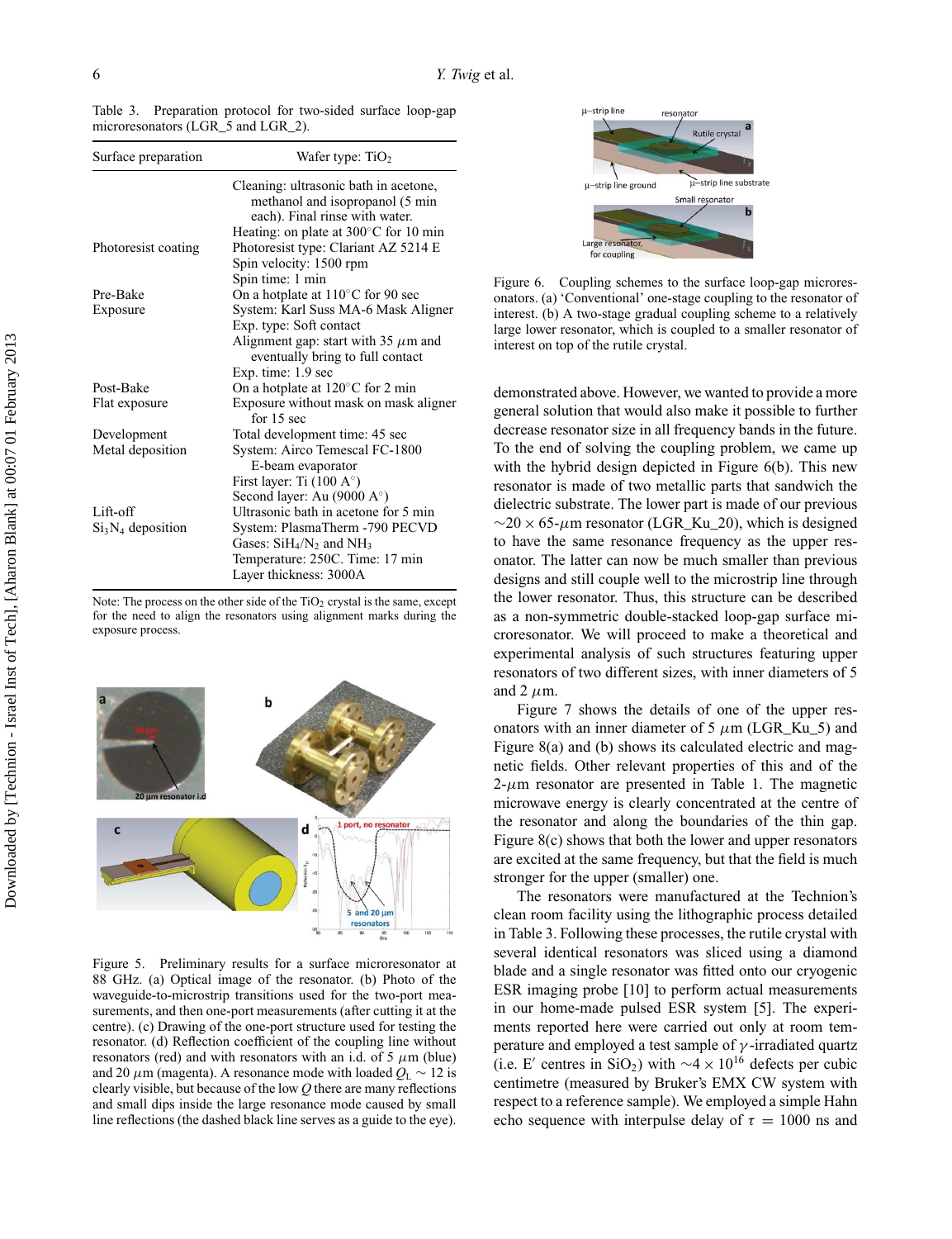Table 3. Preparation protocol for two-sided surface loop-gap microresonators (LGR_5 and LGR_2).

| Surface preparation | Wafer type: $TiO_2$ |
|---|---|
| | Cleaning: ultrasonic bath in acetone, methanol and isopropanol (5 min each). Final rinse with water. |
| | Heating: on plate at 300°C for 10 min |
| Photoresist coating | Photoresist type: Clariant AZ 5214 E |
| | Spin velocity: 1500 rpm |
| | Spin time: 1 min |
| Pre-Bake | On a hotplate at 110°C for 90 sec |
| Exposure | System: Karl Suss MA-6 Mask Aligner |
| | Exp. type: Soft contact |
| | Alignment gap: start with 35 $\mu$m and eventually bring to full contact |
| | Exp. time: 1.9 sec |
| Post-Bake | On a hotplate at 120°C for 2 min |
| Flat exposure | Exposure without mask on mask aligner for 15 sec |
| Development | Total development time: 45 sec |
| Metal deposition | System: Airco Temescal FC-1800 E-beam evaporator |
| | First layer: Ti (100 A°) |
| | Second layer: Au (9000 A°) |
| Lift-off | Ultrasonic bath in acetone for 5 min |
| $Si_3N_4$ deposition | System: PlasmaTherm -790 PECVD |
| | Gases: $SiH_4/N_2$ and $NH_3$ |
| | Temperature: 250C. Time: 17 min |
| | Layer thickness: 3000A |

Note: The process on the other side of the $TiO_2$ crystal is the same, except for the need to align the resonators using alignment marks during the exposure process.

Figure 5. Preliminary results for a surface microresonator at 88 GHz. (a) Optical image of the resonator. (b) Photo of the waveguide-to-microstrip transitions used for the two-port measurements, and then one-port measurements (after cutting it at the centre). (c) Drawing of the one-port structure used for testing the resonator. (d) Reflection coefficient of the coupling line without resonators (red) and with resonators with an i.d. of 5 $\mu$m (blue) and 20 $\mu$m (magenta). A resonance mode with loaded $Q_L \sim 12$ is clearly visible, but because of the low $Q$ there are many reflections and small dips inside the large resonance mode caused by small line reflections (the dashed black line serves as a guide to the eye).

Figure 6. Coupling schemes to the surface loop-gap microresonators. (a) 'Conventional' one-stage coupling to the resonator of interest. (b) A two-stage gradual coupling scheme to a relatively large lower resonator, which is coupled to a smaller resonator of interest on top of the rutile crystal.

demonstrated above. However, we wanted to provide a more general solution that would also make it possible to further decrease resonator size in all frequency bands in the future. To the end of solving the coupling problem, we came up with the hybrid design depicted in Figure 6(b). This new resonator is made of two metallic parts that sandwich the dielectric substrate. The lower part is made of our previous $\sim 20 \times 65$-$\mu$m resonator (LGR_Ku_20), which is designed to have the same resonance frequency as the upper resonator. The latter can now be much smaller than previous designs and still couple well to the microstrip line through the lower resonator. Thus, this structure can be described as a non-symmetric double-stacked loop-gap surface microresonator. We will proceed to make a theoretical and experimental analysis of such structures featuring upper resonators of two different sizes, with inner diameters of 5 and 2 $\mu$m.

Figure 7 shows the details of one of the upper resonators with an inner diameter of 5 $\mu$m (LGR_Ku_5) and Figure 8(a) and (b) shows its calculated electric and magnetic fields. Other relevant properties of this and of the 2-$\mu$m resonator are presented in Table 1. The magnetic microwave energy is clearly concentrated at the centre of the resonator and along the boundaries of the thin gap. Figure 8(c) shows that both the lower and upper resonators are excited at the same frequency, but that the field is much stronger for the upper (smaller) one.

The resonators were manufactured at the Technion's clean room facility using the lithographic process detailed in Table 3. Following these processes, the rutile crystal with several identical resonators was sliced using a diamond blade and a single resonator was fitted onto our cryogenic ESR imaging probe [10] to perform actual measurements in our home-made pulsed ESR system [5]. The experiments reported here were carried out only at room temperature and employed a test sample of $\gamma$-irradiated quartz (i.e. E′ centres in $SiO_2$) with $\sim 4 \times 10^{16}$ defects per cubic centimetre (measured by Bruker's EMX CW system with respect to a reference sample). We employed a simple Hahn echo sequence with interpulse delay of $\tau = 1000$ ns and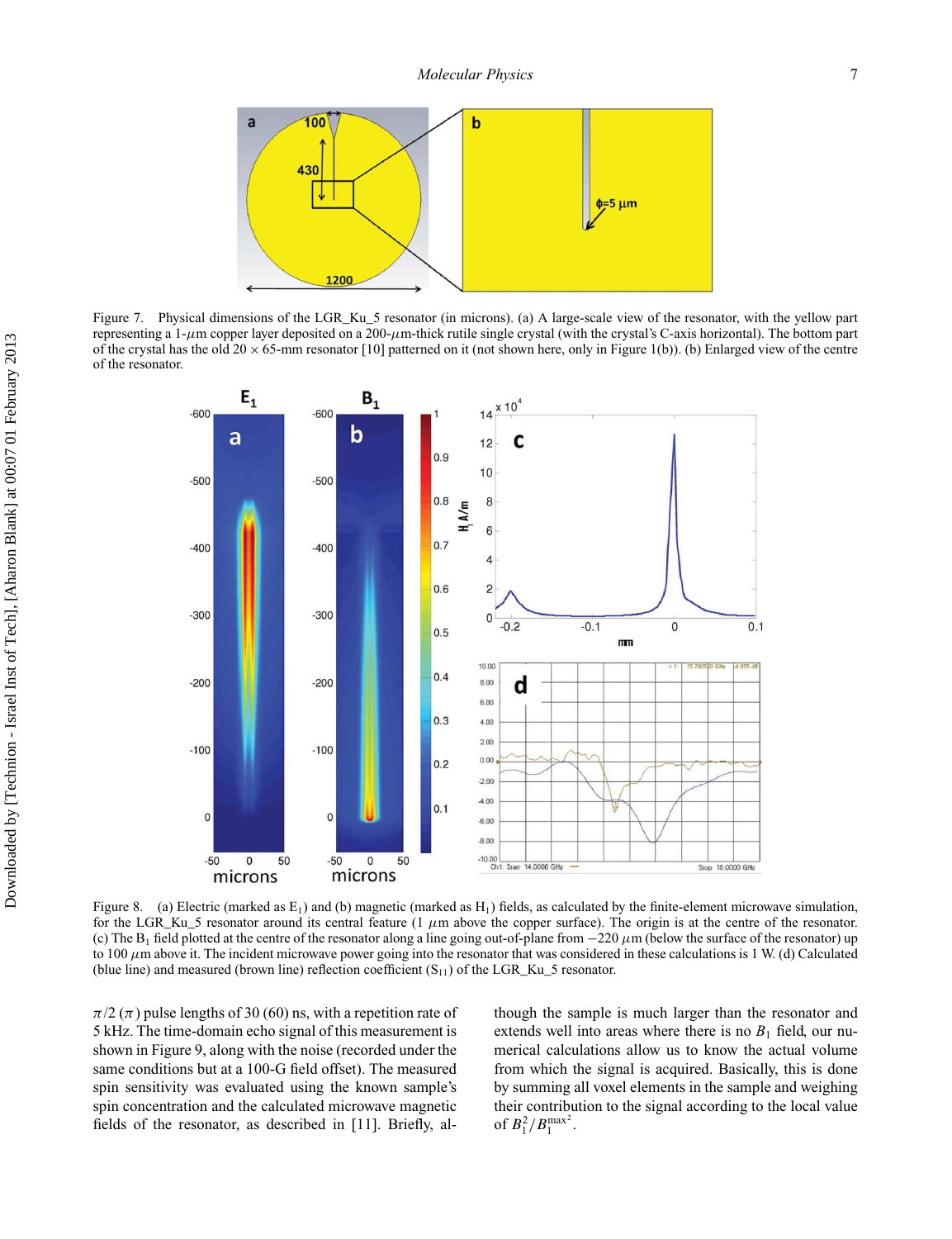Figure 7. Physical dimensions of the LGR_Ku_5 resonator (in microns). (a) A large-scale view of the resonator, with the yellow part representing a 1-$\mu$m copper layer deposited on a 200-$\mu$m-thick rutile single crystal (with the crystal's C-axis horizontal). The bottom part of the crystal has the old $20 \times 65$-mm resonator [10] patterned on it (not shown here, only in Figure 1(b)). (b) Enlarged view of the centre of the resonator.

Figure 8. (a) Electric (marked as $E_1$) and (b) magnetic (marked as $H_1$) fields, as calculated by the finite-element microwave simulation, for the LGR_Ku_5 resonator around its central feature (1 $\mu$m above the copper surface). The origin is at the centre of the resonator. (c) The $B_1$ field plotted at the centre of the resonator along a line going out-of-plane from $-220$ $\mu$m (below the surface of the resonator) up to 100 $\mu$m above it. The incident microwave power going into the resonator that was considered in these calculations is 1 W. (d) Calculated (blue line) and measured (brown line) reflection coefficient ($S_{11}$) of the LGR_Ku_5 resonator.

$\pi/2$ ($\pi$) pulse lengths of 30 (60) ns, with a repetition rate of 5 kHz. The time-domain echo signal of this measurement is shown in Figure 9, along with the noise (recorded under the same conditions but at a 100-G field offset). The measured spin sensitivity was evaluated using the known sample's spin concentration and the calculated microwave magnetic fields of the resonator, as described in [11]. Briefly, although the sample is much larger than the resonator and extends well into areas where there is no $B_1$ field, our numerical calculations allow us to know the actual volume from which the signal is acquired. Basically, this is done by summing all voxel elements in the sample and weighing their contribution to the signal according to the local value of $B_1^2/B_1^{\max^2}$.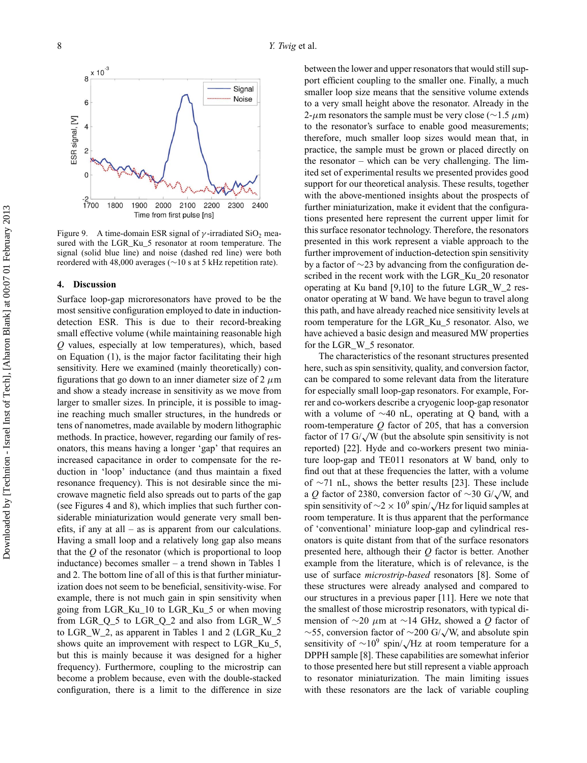Figure 9. A time-domain ESR signal of $\gamma$-irradiated $SiO_2$ measured with the LGR_Ku_5 resonator at room temperature. The signal (solid blue line) and noise (dashed red line) were both reordered with 48,000 averages (~10 s at 5 kHz repetition rate).

## 4. Discussion

Surface loop-gap microresonators have proved to be the most sensitive configuration employed to date in induction-detection ESR. This is due to their record-breaking small effective volume (while maintaining reasonable high $Q$ values, especially at low temperatures), which, based on Equation (1), is the major factor facilitating their high sensitivity. Here we examined (mainly theoretically) configurations that go down to an inner diameter size of 2 $\mu$m and show a steady increase in sensitivity as we move from larger to smaller sizes. In principle, it is possible to imagine reaching much smaller structures, in the hundreds or tens of nanometres, made available by modern lithographic methods. In practice, however, regarding our family of resonators, this means having a longer 'gap' that requires an increased capacitance in order to compensate for the reduction in 'loop' inductance (and thus maintain a fixed resonance frequency). This is not desirable since the microwave magnetic field also spreads out to parts of the gap (see Figures 4 and 8), which implies that such further considerable miniaturization would generate very small benefits, if any at all – as is apparent from our calculations. Having a small loop and a relatively long gap also means that the $Q$ of the resonator (which is proportional to loop inductance) becomes smaller – a trend shown in Tables 1 and 2. The bottom line of all of this is that further miniaturization does not seem to be beneficial, sensitivity-wise. For example, there is not much gain in spin sensitivity when going from LGR_Ku_10 to LGR_Ku_5 or when moving from LGR_Q_5 to LGR_Q_2 and also from LGR_W_5 to LGR_W_2, as apparent in Tables 1 and 2 (LGR_Ku_2 shows quite an improvement with respect to LGR_Ku_5, but this is mainly because it was designed for a higher frequency). Furthermore, coupling to the microstrip can become a problem because, even with the double-stacked configuration, there is a limit to the difference in size between the lower and upper resonators that would still support efficient coupling to the smaller one. Finally, a much smaller loop size means that the sensitive volume extends to a very small height above the resonator. Already in the 2-$\mu$m resonators the sample must be very close (~1.5 $\mu$m) to the resonator's surface to enable good measurements; therefore, much smaller loop sizes would mean that, in practice, the sample must be grown or placed directly on the resonator – which can be very challenging. The limited set of experimental results we presented provides good support for our theoretical analysis. These results, together with the above-mentioned insights about the prospects of further miniaturization, make it evident that the configurations presented here represent the current upper limit for this surface resonator technology. Therefore, the resonators presented in this work represent a viable approach to the further improvement of induction-detection spin sensitivity by a factor of ~23 by advancing from the configuration described in the recent work with the LGR_Ku_20 resonator operating at Ku band [9,10] to the future LGR_W_2 resonator operating at W band. We have begun to travel along this path, and have already reached nice sensitivity levels at room temperature for the LGR_Ku_5 resonator. Also, we have achieved a basic design and measured MW properties for the LGR_W_5 resonator.

The characteristics of the resonant structures presented here, such as spin sensitivity, quality, and conversion factor, can be compared to some relevant data from the literature for especially small loop-gap resonators. For example, Forrer and co-workers describe a cryogenic loop-gap resonator with a volume of ~40 nL, operating at Q band, with a room-temperature $Q$ factor of 205, that has a conversion factor of 17 G/$\sqrt{}$W (but the absolute spin sensitivity is not reported) [22]. Hyde and co-workers present two miniature loop-gap and TE011 resonators at W band, only to find out that at these frequencies the latter, with a volume of ~71 nL, shows the better results [23]. These include a $Q$ factor of 2380, conversion factor of ~30 G/$\sqrt{}$W, and spin sensitivity of ~$2 \times 10^9$ spin/$\sqrt{}$Hz for liquid samples at room temperature. It is thus apparent that the performance of 'conventional' miniature loop-gap and cylindrical resonators is quite distant from that of the surface resonators presented here, although their $Q$ factor is better. Another example from the literature, which is of relevance, is the use of surface *microstrip-based* resonators [8]. Some of these structures were already analysed and compared to our structures in a previous paper [11]. Here we note that the smallest of those microstrip resonators, with typical dimension of ~20 $\mu$m at ~14 GHz, showed a $Q$ factor of ~55, conversion factor of ~200 G/$\sqrt{}$W, and absolute spin sensitivity of ~$10^9$ spin/$\sqrt{}$Hz at room temperature for a DPPH sample [8]. These capabilities are somewhat inferior to those presented here but still represent a viable approach to resonator miniaturization. The main limiting issues with these resonators are the lack of variable coupling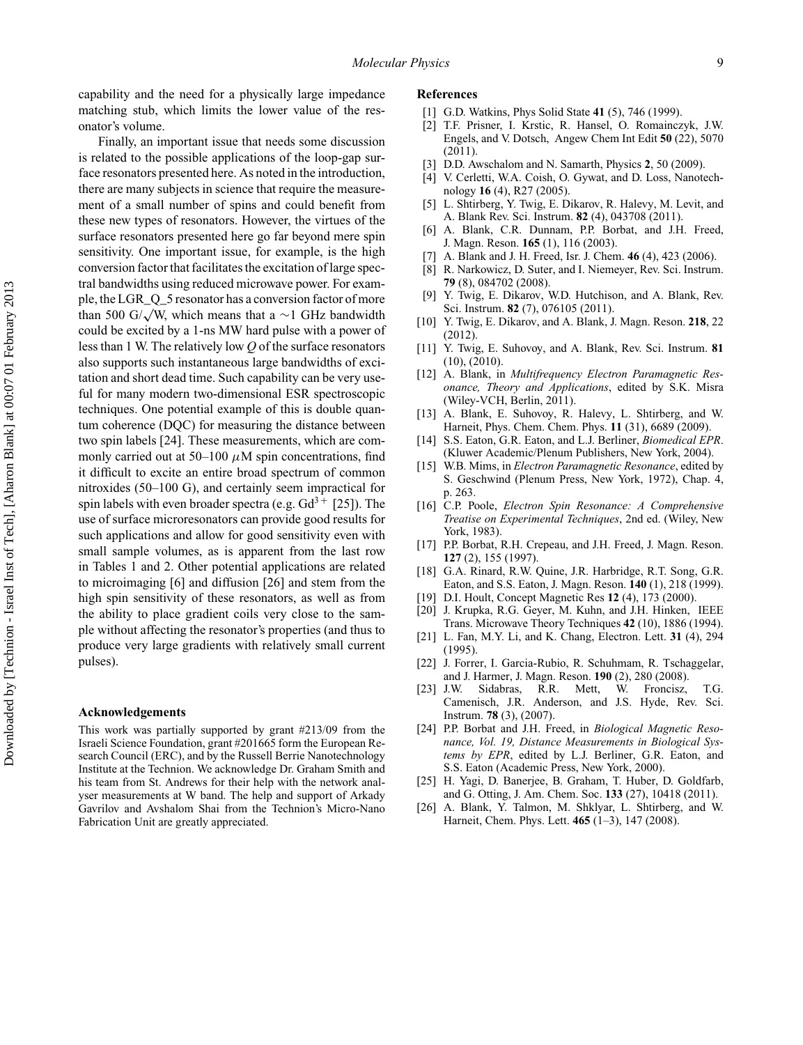capability and the need for a physically large impedance matching stub, which limits the lower value of the resonator's volume.

Finally, an important issue that needs some discussion is related to the possible applications of the loop-gap surface resonators presented here. As noted in the introduction, there are many subjects in science that require the measurement of a small number of spins and could benefit from these new types of resonators. However, the virtues of the surface resonators presented here go far beyond mere spin sensitivity. One important issue, for example, is the high conversion factor that facilitates the excitation of large spectral bandwidths using reduced microwave power. For example, the LGR_Q_5 resonator has a conversion factor of more than 500 G/$\sqrt{W}$, which means that a ~1 GHz bandwidth could be excited by a 1-ns MW hard pulse with a power of less than 1 W. The relatively low $Q$ of the surface resonators also supports such instantaneous large bandwidths of excitation and short dead time. Such capability can be very useful for many modern two-dimensional ESR spectroscopic techniques. One potential example of this is double quantum coherence (DQC) for measuring the distance between two spin labels [24]. These measurements, which are commonly carried out at 50–100 $\mu$M spin concentrations, find it difficult to excite an entire broad spectrum of common nitroxides (50–100 G), and certainly seem impractical for spin labels with even broader spectra (e.g. $Gd^{3+}$ [25]). The use of surface microresonators can provide good results for such applications and allow for good sensitivity even with small sample volumes, as is apparent from the last row in Tables 1 and 2. Other potential applications are related to microimaging [6] and diffusion [26] and stem from the high spin sensitivity of these resonators, as well as from the ability to place gradient coils very close to the sample without affecting the resonator's properties (and thus to produce very large gradients with relatively small current pulses).

## Acknowledgements

This work was partially supported by grant #213/09 from the Israeli Science Foundation, grant #201665 form the European Research Council (ERC), and by the Russell Berrie Nanotechnology Institute at the Technion. We acknowledge Dr. Graham Smith and his team from St. Andrews for their help with the network analyser measurements at W band. The help and support of Arkady Gavrilov and Avshalom Shai from the Technion's Micro-Nano Fabrication Unit are greatly appreciated.

## References

[1] G.D. Watkins, Phys Solid State **41** (5), 746 (1999).

[2] T.F. Prisner, I. Krstic, R. Hansel, O. Romainczyk, J.W. Engels, and V. Dotsch, Angew Chem Int Edit **50** (22), 5070 (2011).

[3] D.D. Awschalom and N. Samarth, Physics **2**, 50 (2009).

[4] V. Cerletti, W.A. Coish, O. Gywat, and D. Loss, Nanotechnology **16** (4), R27 (2005).

[5] L. Shtirberg, Y. Twig, E. Dikarov, R. Halevy, M. Levit, and A. Blank Rev. Sci. Instrum. **82** (4), 043708 (2011).

[6] A. Blank, C.R. Dunnam, P.P. Borbat, and J.H. Freed, J. Magn. Reson. **165** (1), 116 (2003).

[7] A. Blank and J. H. Freed, Isr. J. Chem. **46** (4), 423 (2006).

[8] R. Narkowicz, D. Suter, and I. Niemeyer, Rev. Sci. Instrum. **79** (8), 084702 (2008).

[9] Y. Twig, E. Dikarov, W.D. Hutchison, and A. Blank, Rev. Sci. Instrum. **82** (7), 076105 (2011).

[10] Y. Twig, E. Dikarov, and A. Blank, J. Magn. Reson. **218**, 22 (2012).

[11] Y. Twig, E. Suhovoy, and A. Blank, Rev. Sci. Instrum. **81** (10), (2010).

[12] A. Blank, in *Multifrequency Electron Paramagnetic Resonance, Theory and Applications*, edited by S.K. Misra (Wiley-VCH, Berlin, 2011).

[13] A. Blank, E. Suhovoy, R. Halevy, L. Shtirberg, and W. Harneit, Phys. Chem. Chem. Phys. **11** (31), 6689 (2009).

[14] S.S. Eaton, G.R. Eaton, and L.J. Berliner, *Biomedical EPR*. (Kluwer Academic/Plenum Publishers, New York, 2004).

[15] W.B. Mims, in *Electron Paramagnetic Resonance*, edited by S. Geschwind (Plenum Press, New York, 1972), Chap. 4, p. 263.

[16] C.P. Poole, *Electron Spin Resonance: A Comprehensive Treatise on Experimental Techniques*, 2nd ed. (Wiley, New York, 1983).

[17] P.P. Borbat, R.H. Crepeau, and J.H. Freed, J. Magn. Reson. **127** (2), 155 (1997).

[18] G.A. Rinard, R.W. Quine, J.R. Harbridge, R.T. Song, G.R. Eaton, and S.S. Eaton, J. Magn. Reson. **140** (1), 218 (1999).

[19] D.I. Hoult, Concept Magnetic Res **12** (4), 173 (2000).

[20] J. Krupka, R.G. Geyer, M. Kuhn, and J.H. Hinken, IEEE Trans. Microwave Theory Techniques **42** (10), 1886 (1994).

[21] L. Fan, M.Y. Li, and K. Chang, Electron. Lett. **31** (4), 294 (1995).

[22] J. Forrer, I. Garcia-Rubio, R. Schuhmam, R. Tschaggelar, and J. Harmer, J. Magn. Reson. **190** (2), 280 (2008).

[23] J.W. Sidabras, R.R. Mett, W. Froncisz, T.G. Camenisch, J.R. Anderson, and J.S. Hyde, Rev. Sci. Instrum. **78** (3), (2007).

[24] P.P. Borbat and J.H. Freed, in *Biological Magnetic Resonance, Vol. 19, Distance Measurements in Biological Systems by EPR*, edited by L.J. Berliner, G.R. Eaton, and S.S. Eaton (Academic Press, New York, 2000).

[25] H. Yagi, D. Banerjee, B. Graham, T. Huber, D. Goldfarb, and G. Otting, J. Am. Chem. Soc. **133** (27), 10418 (2011).

[26] A. Blank, Y. Talmon, M. Shklyar, L. Shtirberg, and W. Harneit, Chem. Phys. Lett. **465** (1–3), 147 (2008).